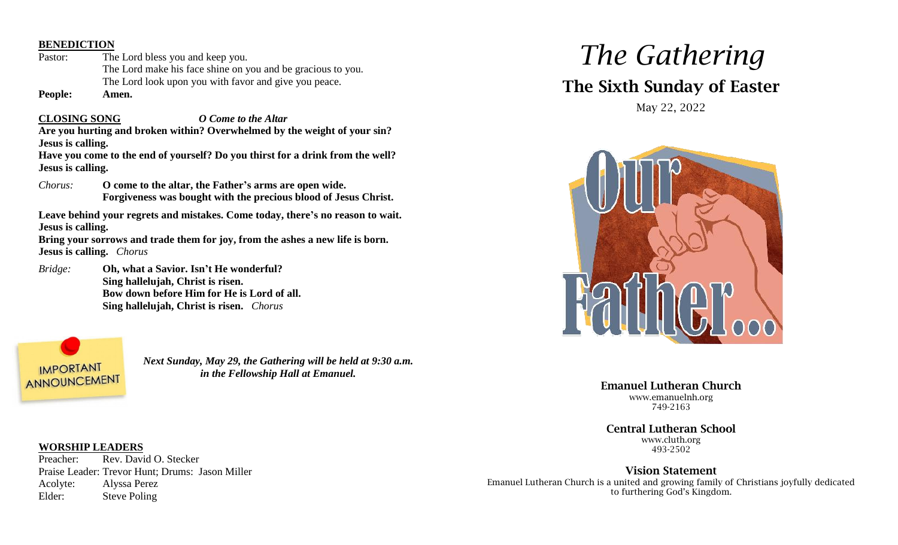**BENEDICTION**

Pastor: The Lord bless you and keep you.
The Lord make his face shine on you and be gracious to you.
The Lord look upon you with favor and give you peace.

**People: Amen.**

**CLOSING SONG** ***O Come to the Altar***

**Are you hurting and broken within? Overwhelmed by the weight of your sin?**
**Jesus is calling.**
**Have you come to the end of yourself? Do you thirst for a drink from the well?**
**Jesus is calling.**

*Chorus:* **O come to the altar, the Father's arms are open wide.**
**Forgiveness was bought with the precious blood of Jesus Christ.**

**Leave behind your regrets and mistakes. Come today, there's no reason to wait.**
**Jesus is calling.**
**Bring your sorrows and trade them for joy, from the ashes a new life is born.**
**Jesus is calling.** *Chorus*

*Bridge:* **Oh, what a Savior. Isn't He wonderful?**
**Sing hallelujah, Christ is risen.**
**Bow down before Him for He is Lord of all.**
**Sing hallelujah, Christ is risen.** *Chorus*

IMPORTANT ANNOUNCEMENT

***Next Sunday, May 29, the Gathering will be held at 9:30 a.m. in the Fellowship Hall at Emanuel.***

**WORSHIP LEADERS**

Preacher: Rev. David O. Stecker
Praise Leader: Trevor Hunt; Drums: Jason Miller
Acolyte: Alyssa Perez
Elder: Steve Poling

# *The Gathering*

## The Sixth Sunday of Easter

May 22, 2022

Our Father...

**Emanuel Lutheran Church**
www.emanuelnh.org
749-2163

**Central Lutheran School**
www.cluth.org
493-2502

**Vision Statement**
Emanuel Lutheran Church is a united and growing family of Christians joyfully dedicated to furthering God's Kingdom.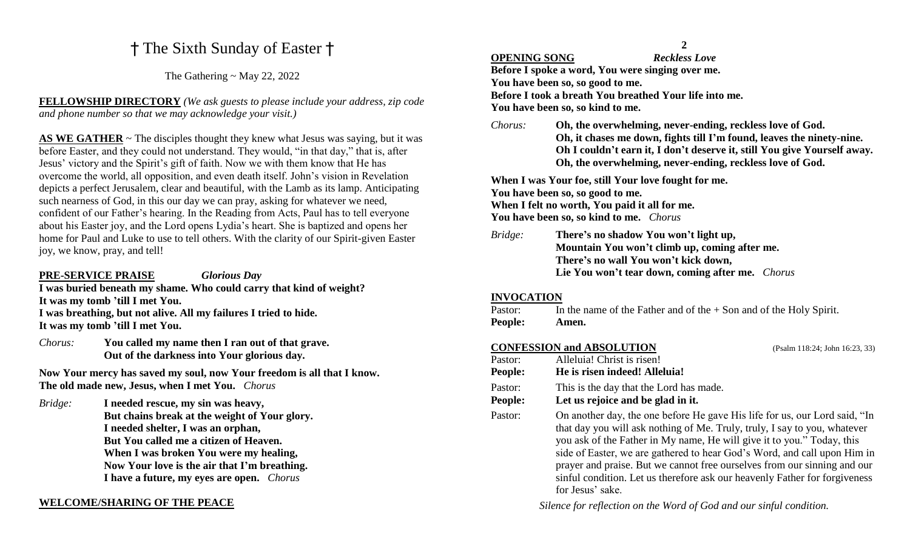# † The Sixth Sunday of Easter †

The Gathering ~ May 22, 2022

**FELLOWSHIP DIRECTORY** *(We ask guests to please include your address, zip code and phone number so that we may acknowledge your visit.)*

**AS WE GATHER** ~ The disciples thought they knew what Jesus was saying, but it was before Easter, and they could not understand. They would, "in that day," that is, after Jesus' victory and the Spirit's gift of faith. Now we with them know that He has overcome the world, all opposition, and even death itself. John's vision in Revelation depicts a perfect Jerusalem, clear and beautiful, with the Lamb as its lamp. Anticipating such nearness of God, in this our day we can pray, asking for whatever we need, confident of our Father's hearing. In the Reading from Acts, Paul has to tell everyone about his Easter joy, and the Lord opens Lydia's heart. She is baptized and opens her home for Paul and Luke to use to tell others. With the clarity of our Spirit-given Easter joy, we know, pray, and tell!

**PRE-SERVICE PRAISE** ***Glorious Day***

**I was buried beneath my shame. Who could carry that kind of weight?**
**It was my tomb 'till I met You.**
**I was breathing, but not alive. All my failures I tried to hide.**
**It was my tomb 'till I met You.**

*Chorus:* **You called my name then I ran out of that grave.**
**Out of the darkness into Your glorious day.**

**Now Your mercy has saved my soul, now Your freedom is all that I know.**
**The old made new, Jesus, when I met You.** *Chorus*

*Bridge:* **I needed rescue, my sin was heavy,**
**But chains break at the weight of Your glory.**
**I needed shelter, I was an orphan,**
**But You called me a citizen of Heaven.**
**When I was broken You were my healing,**
**Now Your love is the air that I'm breathing.**
**I have a future, my eyes are open.** *Chorus*

**WELCOME/SHARING OF THE PEACE**

**OPENING SONG** ***Reckless Love***

**Before I spoke a word, You were singing over me.**
**You have been so, so good to me.**
**Before I took a breath You breathed Your life into me.**
**You have been so, so kind to me.**

*Chorus:* **Oh, the overwhelming, never-ending, reckless love of God.**
**Oh, it chases me down, fights till I'm found, leaves the ninety-nine.**
**Oh I couldn't earn it, I don't deserve it, still You give Yourself away.**
**Oh, the overwhelming, never-ending, reckless love of God.**

**When I was Your foe, still Your love fought for me.**
**You have been so, so good to me.**
**When I felt no worth, You paid it all for me.**
**You have been so, so kind to me.** *Chorus*

*Bridge:* **There's no shadow You won't light up,**
**Mountain You won't climb up, coming after me.**
**There's no wall You won't kick down,**
**Lie You won't tear down, coming after me.** *Chorus*

**INVOCATION**

Pastor: In the name of the Father and of the + Son and of the Holy Spirit.
**People: Amen.**

**CONFESSION and ABSOLUTION** (Psalm 118:24; John 16:23, 33)

Pastor: Alleluia! Christ is risen!
**People: He is risen indeed! Alleluia!**

Pastor: This is the day that the Lord has made.
**People: Let us rejoice and be glad in it.**

Pastor: On another day, the one before He gave His life for us, our Lord said, "In that day you will ask nothing of Me. Truly, truly, I say to you, whatever you ask of the Father in My name, He will give it to you." Today, this side of Easter, we are gathered to hear God's Word, and call upon Him in prayer and praise. But we cannot free ourselves from our sinning and our sinful condition. Let us therefore ask our heavenly Father for forgiveness for Jesus' sake.

*Silence for reflection on the Word of God and our sinful condition.*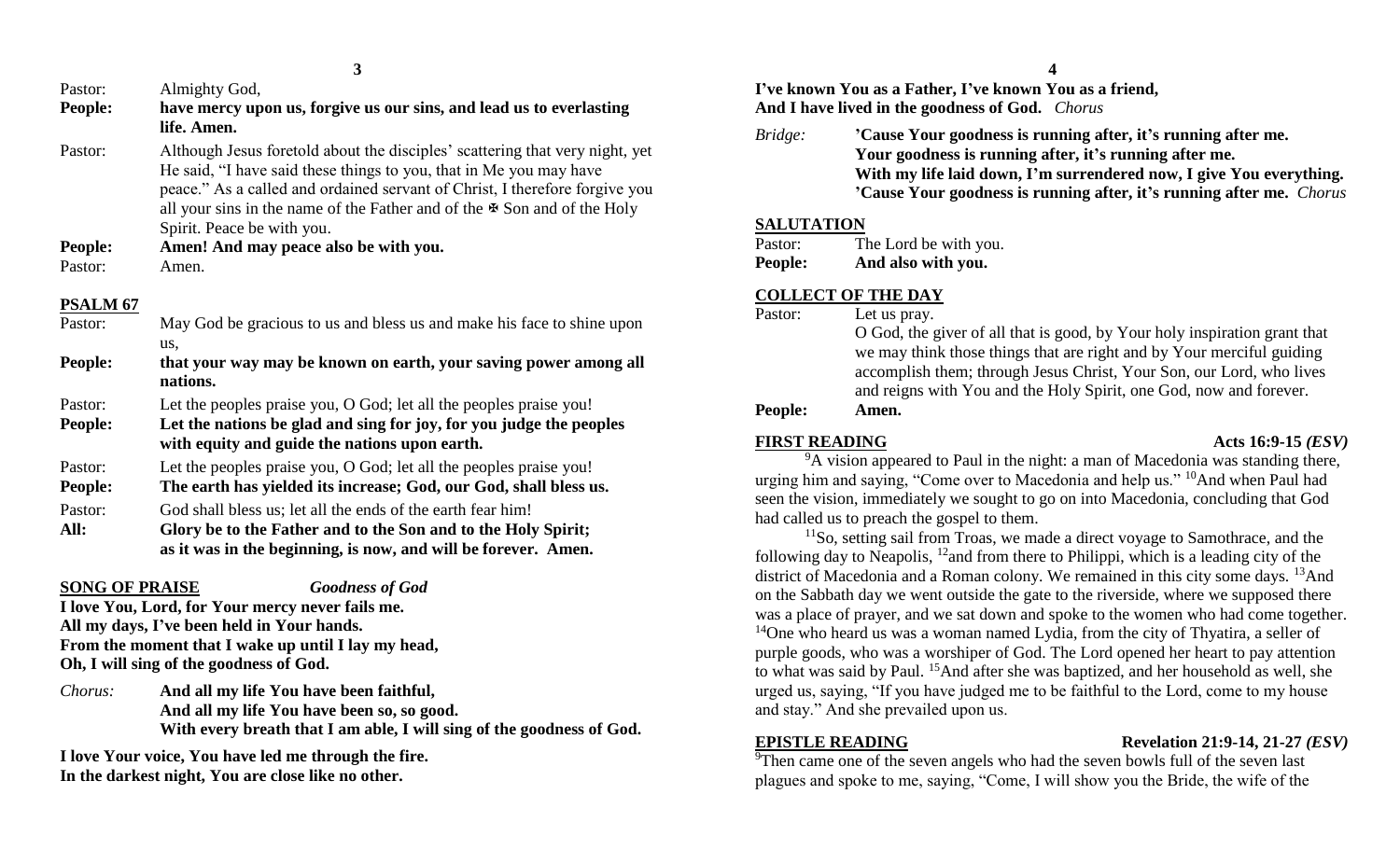Pastor: Almighty God,

**People: have mercy upon us, forgive us our sins, and lead us to everlasting life. Amen.**

Pastor: Although Jesus foretold about the disciples' scattering that very night, yet He said, "I have said these things to you, that in Me you may have peace." As a called and ordained servant of Christ, I therefore forgive you all your sins in the name of the Father and of the ✠ Son and of the Holy Spirit. Peace be with you.

**People: Amen! And may peace also be with you.**

Pastor: Amen.

## PSALM 67

Pastor: May God be gracious to us and bless us and make his face to shine upon us,

**People: that your way may be known on earth, your saving power among all nations.**

Pastor: Let the peoples praise you, O God; let all the peoples praise you!

**People: Let the nations be glad and sing for joy, for you judge the peoples with equity and guide the nations upon earth.**

Pastor: Let the peoples praise you, O God; let all the peoples praise you!

**People: The earth has yielded its increase; God, our God, shall bless us.**

Pastor: God shall bless us; let all the ends of the earth fear him!

**All: Glory be to the Father and to the Son and to the Holy Spirit; as it was in the beginning, is now, and will be forever. Amen.**

## SONG OF PRAISE *Goodness of God*

**I love You, Lord, for Your mercy never fails me.**
**All my days, I've been held in Your hands.**
**From the moment that I wake up until I lay my head,**
**Oh, I will sing of the goodness of God.**

*Chorus:* **And all my life You have been faithful,**
**And all my life You have been so, so good.**
**With every breath that I am able, I will sing of the goodness of God.**

**I love Your voice, You have led me through the fire.**
**In the darkest night, You are close like no other.**
**I've known You as a Father, I've known You as a friend,**
**And I have lived in the goodness of God.** *Chorus*

*Bridge:* **'Cause Your goodness is running after, it's running after me.**
**Your goodness is running after, it's running after me.**
**With my life laid down, I'm surrendered now, I give You everything.**
**'Cause Your goodness is running after, it's running after me.** *Chorus*

## SALUTATION

Pastor: The Lord be with you.

**People: And also with you.**

## COLLECT OF THE DAY

Pastor: Let us pray.
O God, the giver of all that is good, by Your holy inspiration grant that we may think those things that are right and by Your merciful guiding accomplish them; through Jesus Christ, Your Son, our Lord, who lives and reigns with You and the Holy Spirit, one God, now and forever.

**People: Amen.**

## FIRST READING — Acts 16:9-15 *(ESV)*

[9]A vision appeared to Paul in the night: a man of Macedonia was standing there, urging him and saying, "Come over to Macedonia and help us." [10]And when Paul had seen the vision, immediately we sought to go on into Macedonia, concluding that God had called us to preach the gospel to them.

[11]So, setting sail from Troas, we made a direct voyage to Samothrace, and the following day to Neapolis, [12]and from there to Philippi, which is a leading city of the district of Macedonia and a Roman colony. We remained in this city some days. [13]And on the Sabbath day we went outside the gate to the riverside, where we supposed there was a place of prayer, and we sat down and spoke to the women who had come together. [14]One who heard us was a woman named Lydia, from the city of Thyatira, a seller of purple goods, who was a worshiper of God. The Lord opened her heart to pay attention to what was said by Paul. [15]And after she was baptized, and her household as well, she urged us, saying, "If you have judged me to be faithful to the Lord, come to my house and stay." And she prevailed upon us.

## EPISTLE READING — Revelation 21:9-14, 21-27 *(ESV)*

[9]Then came one of the seven angels who had the seven bowls full of the seven last plagues and spoke to me, saying, "Come, I will show you the Bride, the wife of the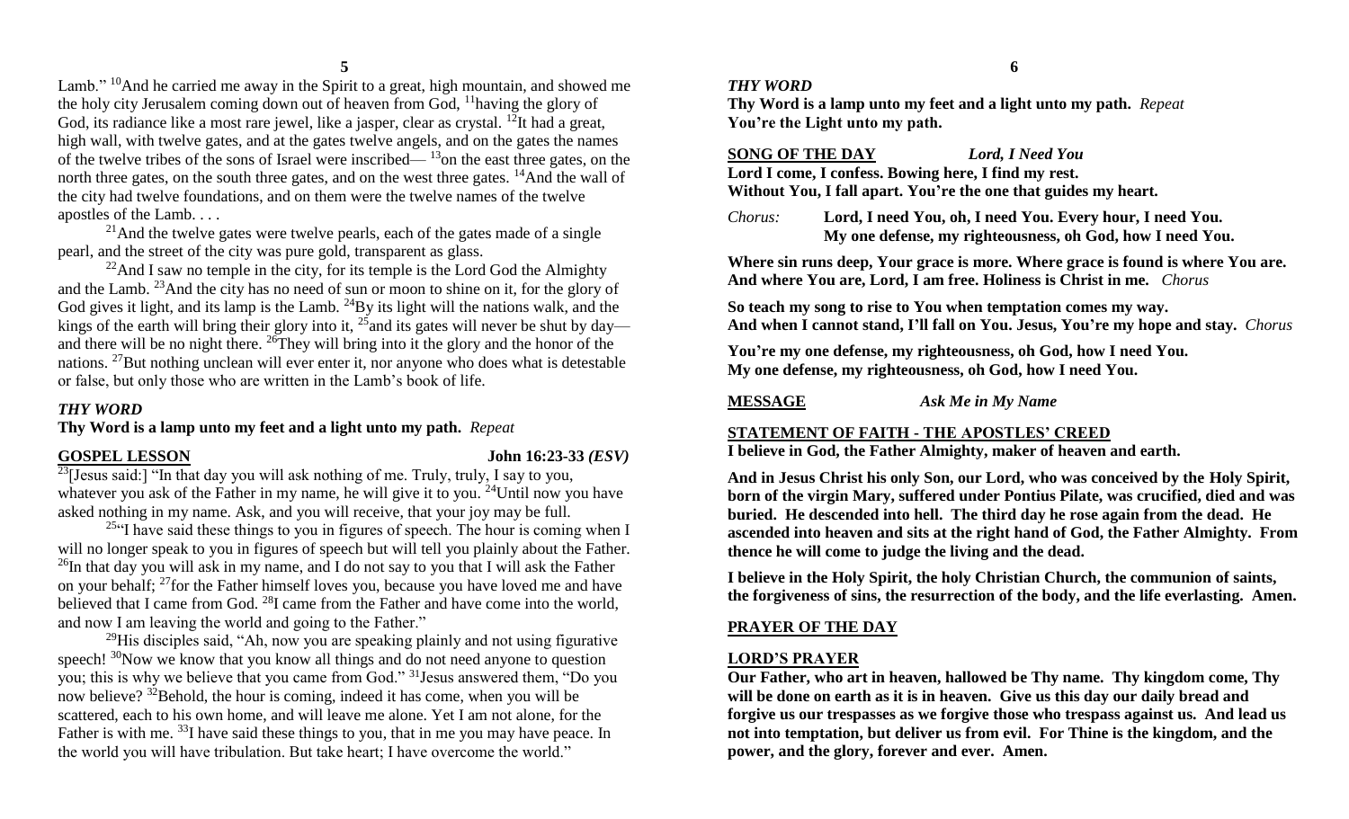Lamb." [10]And he carried me away in the Spirit to a great, high mountain, and showed me the holy city Jerusalem coming down out of heaven from God, [11]having the glory of God, its radiance like a most rare jewel, like a jasper, clear as crystal. [12]It had a great, high wall, with twelve gates, and at the gates twelve angels, and on the gates the names of the twelve tribes of the sons of Israel were inscribed— [13]on the east three gates, on the north three gates, on the south three gates, and on the west three gates. [14]And the wall of the city had twelve foundations, and on them were the twelve names of the twelve apostles of the Lamb. . . .

[21]And the twelve gates were twelve pearls, each of the gates made of a single pearl, and the street of the city was pure gold, transparent as glass.

[22]And I saw no temple in the city, for its temple is the Lord God the Almighty and the Lamb. [23]And the city has no need of sun or moon to shine on it, for the glory of God gives it light, and its lamp is the Lamb. [24]By its light will the nations walk, and the kings of the earth will bring their glory into it, [25]and its gates will never be shut by day—and there will be no night there. [26]They will bring into it the glory and the honor of the nations. [27]But nothing unclean will ever enter it, nor anyone who does what is detestable or false, but only those who are written in the Lamb's book of life.

### *THY WORD*

**Thy Word is a lamp unto my feet and a light unto my path.** *Repeat*

### GOSPEL LESSON — John 16:23-33 *(ESV)*

[23][Jesus said:] "In that day you will ask nothing of me. Truly, truly, I say to you, whatever you ask of the Father in my name, he will give it to you. [24]Until now you have asked nothing in my name. Ask, and you will receive, that your joy may be full.

[25]"I have said these things to you in figures of speech. The hour is coming when I will no longer speak to you in figures of speech but will tell you plainly about the Father. [26]In that day you will ask in my name, and I do not say to you that I will ask the Father on your behalf; [27]for the Father himself loves you, because you have loved me and have believed that I came from God. [28]I came from the Father and have come into the world, and now I am leaving the world and going to the Father."

[29]His disciples said, "Ah, now you are speaking plainly and not using figurative speech! [30]Now we know that you know all things and do not need anyone to question you; this is why we believe that you came from God." [31]Jesus answered them, "Do you now believe? [32]Behold, the hour is coming, indeed it has come, when you will be scattered, each to his own home, and will leave me alone. Yet I am not alone, for the Father is with me. [33]I have said these things to you, that in me you may have peace. In the world you will have tribulation. But take heart; I have overcome the world."

### *THY WORD*

**Thy Word is a lamp unto my feet and a light unto my path.** *Repeat*
**You're the Light unto my path.**

### SONG OF THE DAY — *Lord, I Need You*

**Lord I come, I confess. Bowing here, I find my rest.**
**Without You, I fall apart. You're the one that guides my heart.**

*Chorus:* **Lord, I need You, oh, I need You. Every hour, I need You.**
**My one defense, my righteousness, oh God, how I need You.**

**Where sin runs deep, Your grace is more. Where grace is found is where You are.**
**And where You are, Lord, I am free. Holiness is Christ in me.** *Chorus*

**So teach my song to rise to You when temptation comes my way.**
**And when I cannot stand, I'll fall on You. Jesus, You're my hope and stay.** *Chorus*

**You're my one defense, my righteousness, oh God, how I need You.**
**My one defense, my righteousness, oh God, how I need You.**

### MESSAGE — *Ask Me in My Name*

### STATEMENT OF FAITH - THE APOSTLES' CREED

**I believe in God, the Father Almighty, maker of heaven and earth.**

**And in Jesus Christ his only Son, our Lord, who was conceived by the Holy Spirit, born of the virgin Mary, suffered under Pontius Pilate, was crucified, died and was buried. He descended into hell. The third day he rose again from the dead. He ascended into heaven and sits at the right hand of God, the Father Almighty. From thence he will come to judge the living and the dead.**

**I believe in the Holy Spirit, the holy Christian Church, the communion of saints, the forgiveness of sins, the resurrection of the body, and the life everlasting. Amen.**

### PRAYER OF THE DAY

### LORD'S PRAYER

**Our Father, who art in heaven, hallowed be Thy name. Thy kingdom come, Thy will be done on earth as it is in heaven. Give us this day our daily bread and forgive us our trespasses as we forgive those who trespass against us. And lead us not into temptation, but deliver us from evil. For Thine is the kingdom, and the power, and the glory, forever and ever. Amen.**